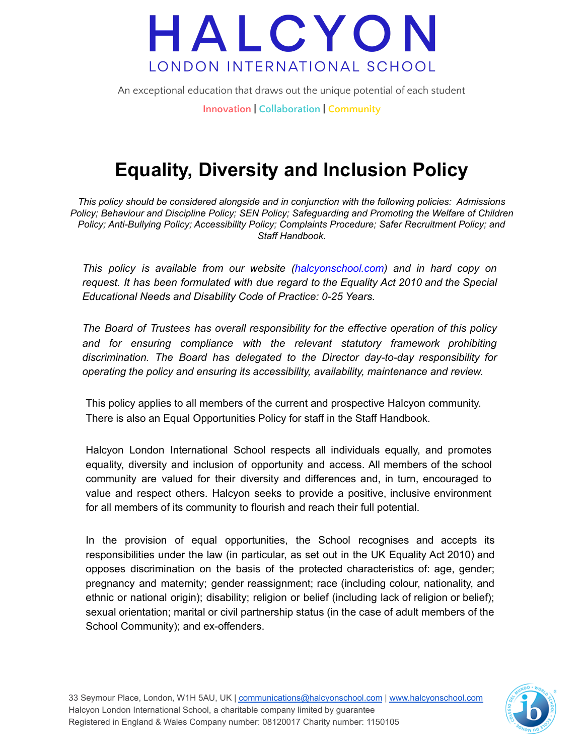# HALCYON

LONDON INTERNATIONAL SCHOOL

An exceptional education that draws out the unique potential of each student

Innovation | Collaboration | Community

# Equality, Diversity and Inclusion Policy

*This policy should be considered alongside and in conjunction with the following policies: Admissions Policy; Behaviour and Discipline Policy; SEN Policy; Safeguarding and Promoting the Welfare of Children Policy; Anti-Bullying Policy; Accessibility Policy; Complaints Procedure; Safer Recruitment Policy; and Staff Handbook.*

*This policy is available from our website (halcyonschool.com) and in hard copy on request. It has been formulated with due regard to the Equality Act 2010 and the Special Educational Needs and Disability Code of Practice: 0-25 Years.*

*The Board of Trustees has overall responsibility for the effective operation of this policy and for ensuring compliance with the relevant statutory framework prohibiting discrimination. The Board has delegated to the Director day-to-day responsibility for operating the policy and ensuring its accessibility, availability, maintenance and review.*

This policy applies to all members of the current and prospective Halcyon community. There is also an Equal Opportunities Policy for staff in the Staff Handbook.

Halcyon London International School respects all individuals equally, and promotes equality, diversity and inclusion of opportunity and access. All members of the school community are valued for their diversity and differences and, in turn, encouraged to value and respect others. Halcyon seeks to provide a positive, inclusive environment for all members of its community to flourish and reach their full potential.

In the provision of equal opportunities, the School recognises and accepts its responsibilities under the law (in particular, as set out in the UK Equality Act 2010) and opposes discrimination on the basis of the protected characteristics of: age, gender; pregnancy and maternity; gender reassignment; race (including colour, nationality, and ethnic or national origin); disability; religion or belief (including lack of religion or belief); sexual orientation; marital or civil partnership status (in the case of adult members of the School Community); and ex-offenders.

33 Seymour Place, London, W1H 5AU, UK | communications@halcyonschool.com | www.halcyonschool.com
Halcyon London International School, a charitable company limited by guarantee
Registered in England & Wales Company number: 08120017 Charity number: 1150105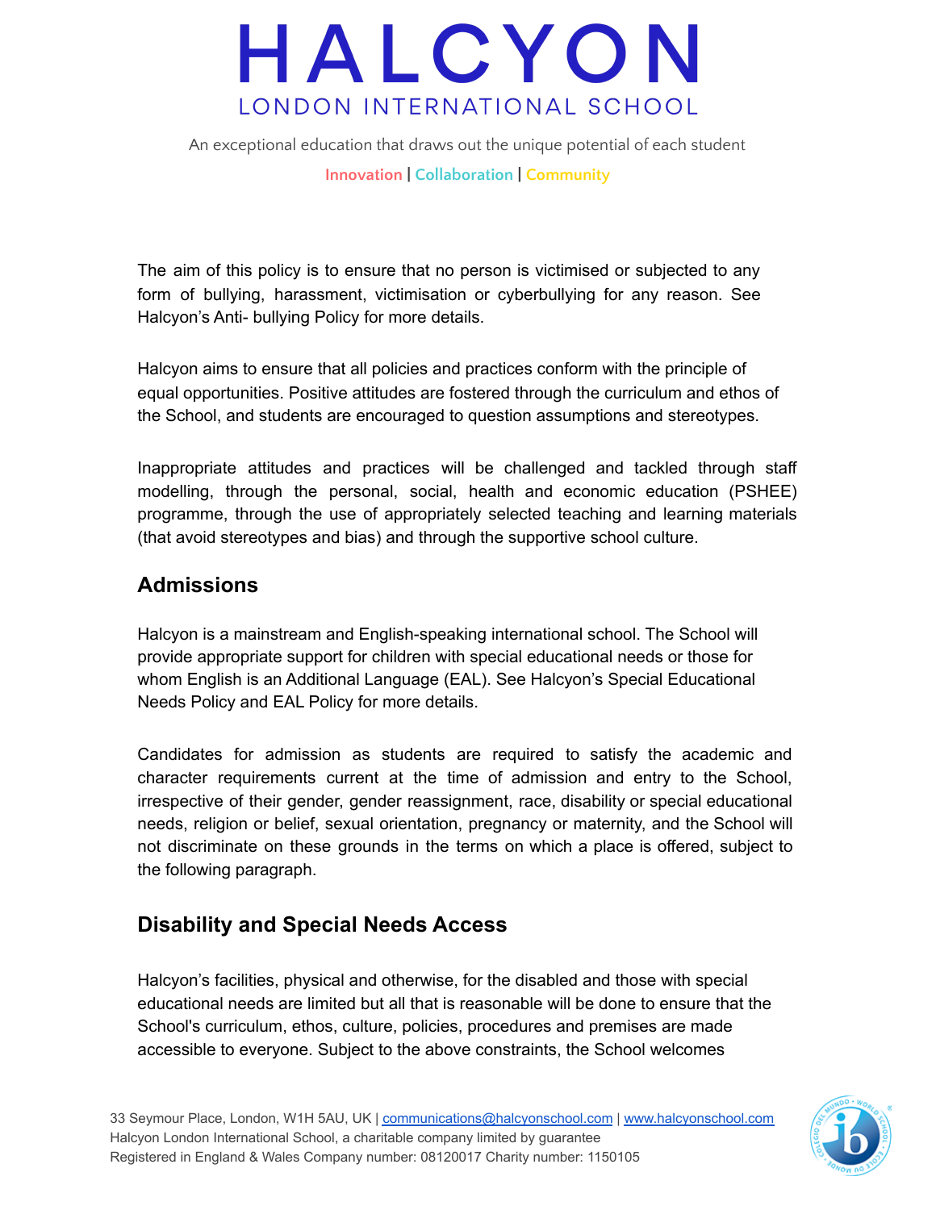The aim of this policy is to ensure that no person is victimised or subjected to any form of bullying, harassment, victimisation or cyberbullying for any reason. See Halcyon's Anti- bullying Policy for more details.

Halcyon aims to ensure that all policies and practices conform with the principle of equal opportunities. Positive attitudes are fostered through the curriculum and ethos of the School, and students are encouraged to question assumptions and stereotypes.

Inappropriate attitudes and practices will be challenged and tackled through staff modelling, through the personal, social, health and economic education (PSHEE) programme, through the use of appropriately selected teaching and learning materials (that avoid stereotypes and bias) and through the supportive school culture.

## Admissions

Halcyon is a mainstream and English-speaking international school. The School will provide appropriate support for children with special educational needs or those for whom English is an Additional Language (EAL). See Halcyon's Special Educational Needs Policy and EAL Policy for more details.

Candidates for admission as students are required to satisfy the academic and character requirements current at the time of admission and entry to the School, irrespective of their gender, gender reassignment, race, disability or special educational needs, religion or belief, sexual orientation, pregnancy or maternity, and the School will not discriminate on these grounds in the terms on which a place is offered, subject to the following paragraph.

## Disability and Special Needs Access

Halcyon's facilities, physical and otherwise, for the disabled and those with special educational needs are limited but all that is reasonable will be done to ensure that the School's curriculum, ethos, culture, policies, procedures and premises are made accessible to everyone. Subject to the above constraints, the School welcomes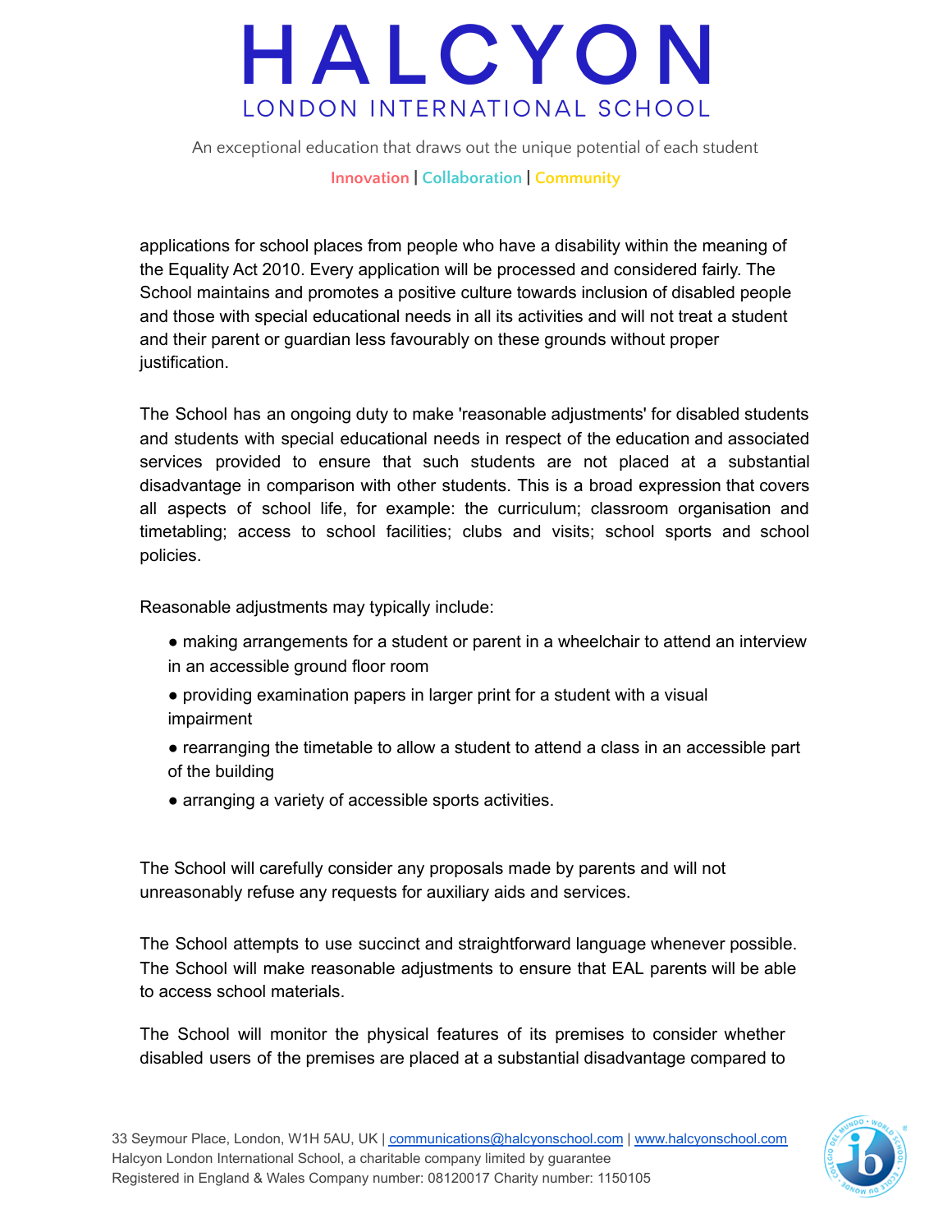applications for school places from people who have a disability within the meaning of the Equality Act 2010. Every application will be processed and considered fairly. The School maintains and promotes a positive culture towards inclusion of disabled people and those with special educational needs in all its activities and will not treat a student and their parent or guardian less favourably on these grounds without proper justification.

The School has an ongoing duty to make 'reasonable adjustments' for disabled students and students with special educational needs in respect of the education and associated services provided to ensure that such students are not placed at a substantial disadvantage in comparison with other students. This is a broad expression that covers all aspects of school life, for example: the curriculum; classroom organisation and timetabling; access to school facilities; clubs and visits; school sports and school policies.

Reasonable adjustments may typically include:

- making arrangements for a student or parent in a wheelchair to attend an interview in an accessible ground floor room
- providing examination papers in larger print for a student with a visual impairment
- rearranging the timetable to allow a student to attend a class in an accessible part of the building
- arranging a variety of accessible sports activities.

The School will carefully consider any proposals made by parents and will not unreasonably refuse any requests for auxiliary aids and services.

The School attempts to use succinct and straightforward language whenever possible. The School will make reasonable adjustments to ensure that EAL parents will be able to access school materials.

The School will monitor the physical features of its premises to consider whether disabled users of the premises are placed at a substantial disadvantage compared to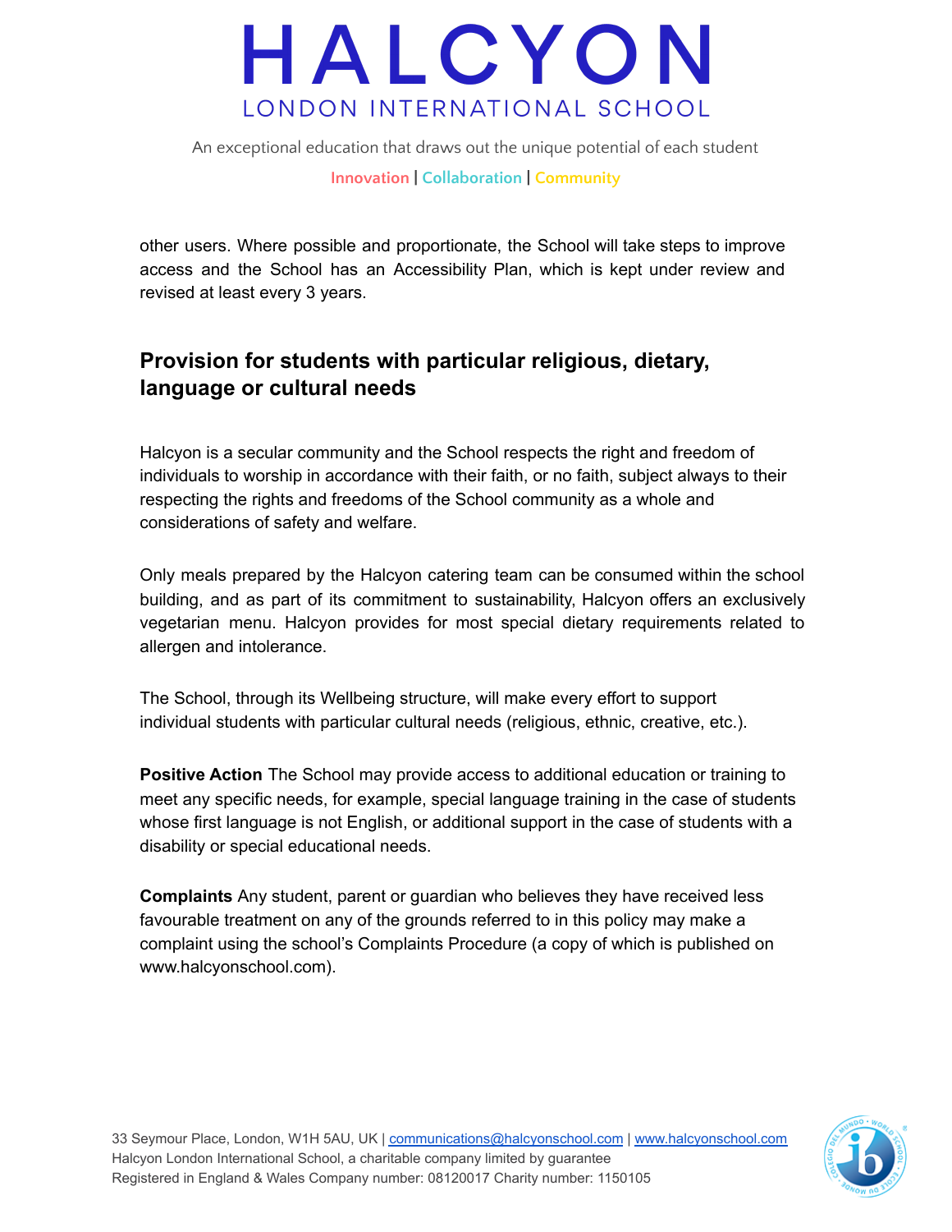other users. Where possible and proportionate, the School will take steps to improve access and the School has an Accessibility Plan, which is kept under review and revised at least every 3 years.

## Provision for students with particular religious, dietary, language or cultural needs

Halcyon is a secular community and the School respects the right and freedom of individuals to worship in accordance with their faith, or no faith, subject always to their respecting the rights and freedoms of the School community as a whole and considerations of safety and welfare.

Only meals prepared by the Halcyon catering team can be consumed within the school building, and as part of its commitment to sustainability, Halcyon offers an exclusively vegetarian menu. Halcyon provides for most special dietary requirements related to allergen and intolerance.

The School, through its Wellbeing structure, will make every effort to support individual students with particular cultural needs (religious, ethnic, creative, etc.).

**Positive Action** The School may provide access to additional education or training to meet any specific needs, for example, special language training in the case of students whose first language is not English, or additional support in the case of students with a disability or special educational needs.

**Complaints** Any student, parent or guardian who believes they have received less favourable treatment on any of the grounds referred to in this policy may make a complaint using the school's Complaints Procedure (a copy of which is published on www.halcyonschool.com).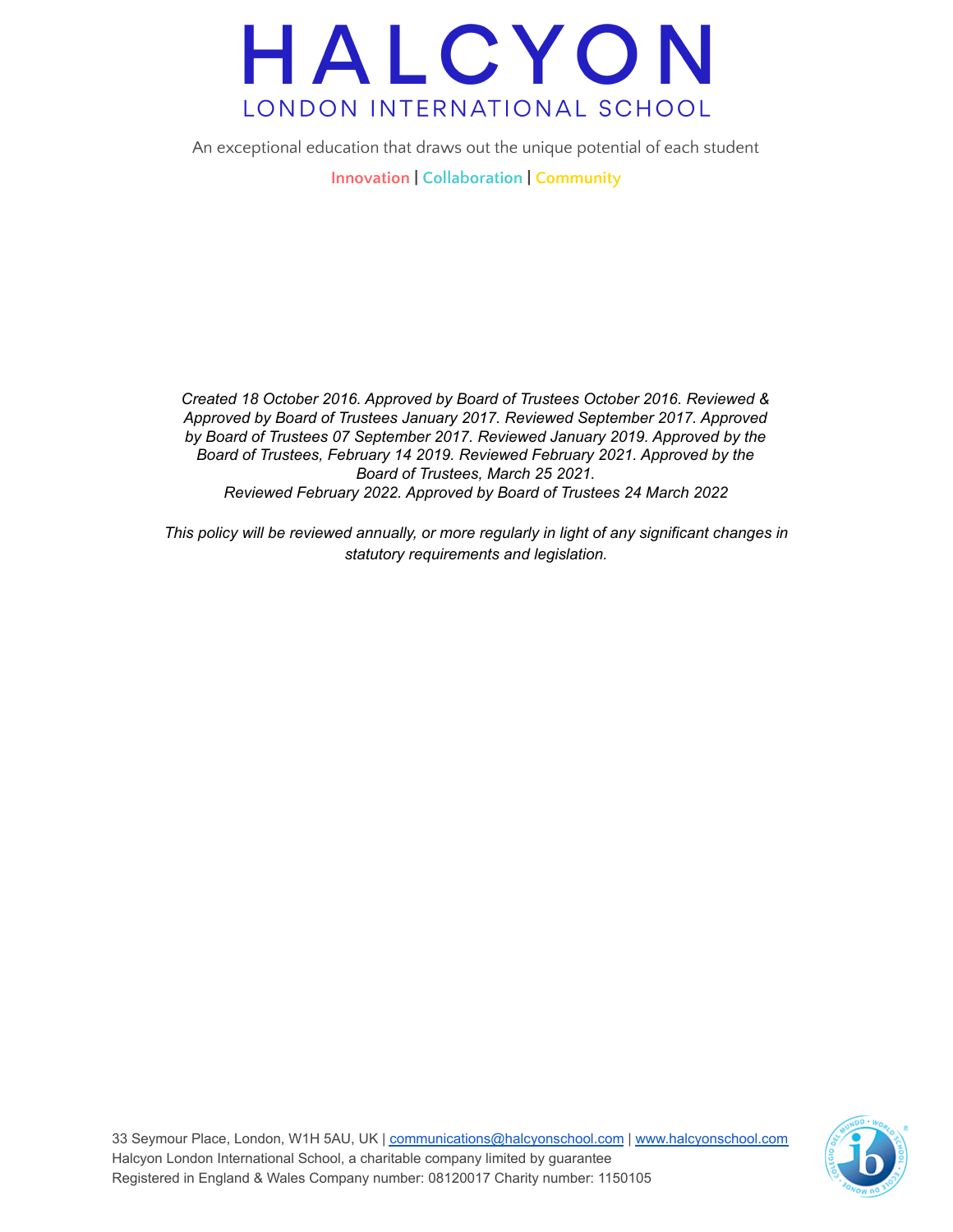# HALCYON

LONDON INTERNATIONAL SCHOOL

An exceptional education that draws out the unique potential of each student

**Innovation | Collaboration | Community**

*Created 18 October 2016. Approved by Board of Trustees October 2016. Reviewed & Approved by Board of Trustees January 2017. Reviewed September 2017. Approved by Board of Trustees 07 September 2017. Reviewed January 2019. Approved by the Board of Trustees, February 14 2019. Reviewed February 2021. Approved by the Board of Trustees, March 25 2021.*
*Reviewed February 2022. Approved by Board of Trustees 24 March 2022*

*This policy will be reviewed annually, or more regularly in light of any significant changes in statutory requirements and legislation.*

33 Seymour Place, London, W1H 5AU, UK | communications@halcyonschool.com | www.halcyonschool.com
Halcyon London International School, a charitable company limited by guarantee
Registered in England & Wales Company number: 08120017 Charity number: 1150105